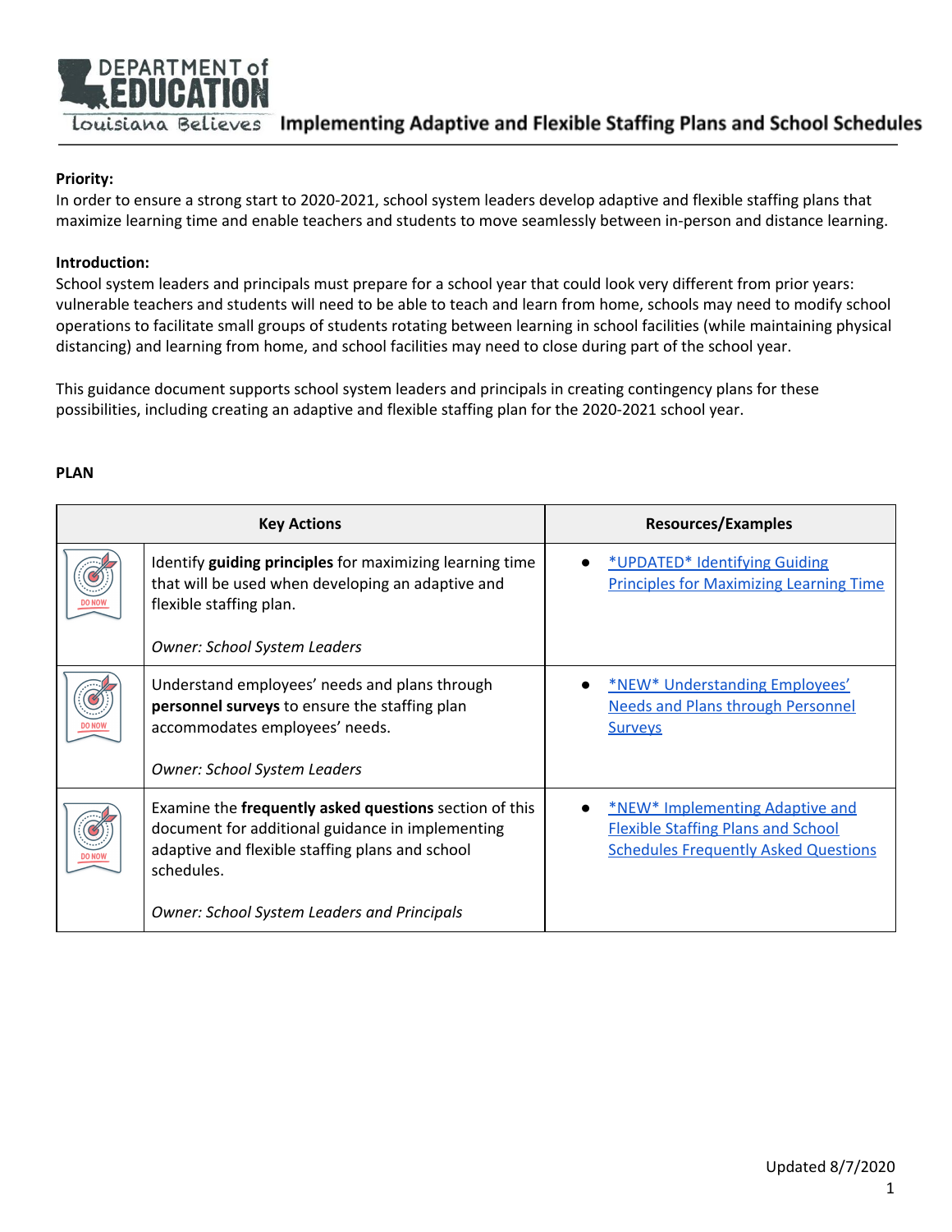# Implementing Adaptive and Flexible Staffing Plans and School Schedules

**Priority:**
In order to ensure a strong start to 2020-2021, school system leaders develop adaptive and flexible staffing plans that maximize learning time and enable teachers and students to move seamlessly between in-person and distance learning.

**Introduction:**
School system leaders and principals must prepare for a school year that could look very different from prior years: vulnerable teachers and students will need to be able to teach and learn from home, schools may need to modify school operations to facilitate small groups of students rotating between learning in school facilities (while maintaining physical distancing) and learning from home, and school facilities may need to close during part of the school year.

This guidance document supports school system leaders and principals in creating contingency plans for these possibilities, including creating an adaptive and flexible staffing plan for the 2020-2021 school year.

**PLAN**

| | Key Actions | Resources/Examples |
|---|---|---|
| DO NOW | Identify **guiding principles** for maximizing learning time that will be used when developing an adaptive and flexible staffing plan.<br><br>*Owner: School System Leaders* | • *UPDATED* Identifying Guiding Principles for Maximizing Learning Time |
| DO NOW | Understand employees' needs and plans through **personnel surveys** to ensure the staffing plan accommodates employees' needs.<br><br>*Owner: School System Leaders* | • *NEW* Understanding Employees' Needs and Plans through Personnel Surveys |
| DO NOW | Examine the **frequently asked questions** section of this document for additional guidance in implementing adaptive and flexible staffing plans and school schedules.<br><br>*Owner: School System Leaders and Principals* | • *NEW* Implementing Adaptive and Flexible Staffing Plans and School Schedules Frequently Asked Questions |

Updated 8/7/2020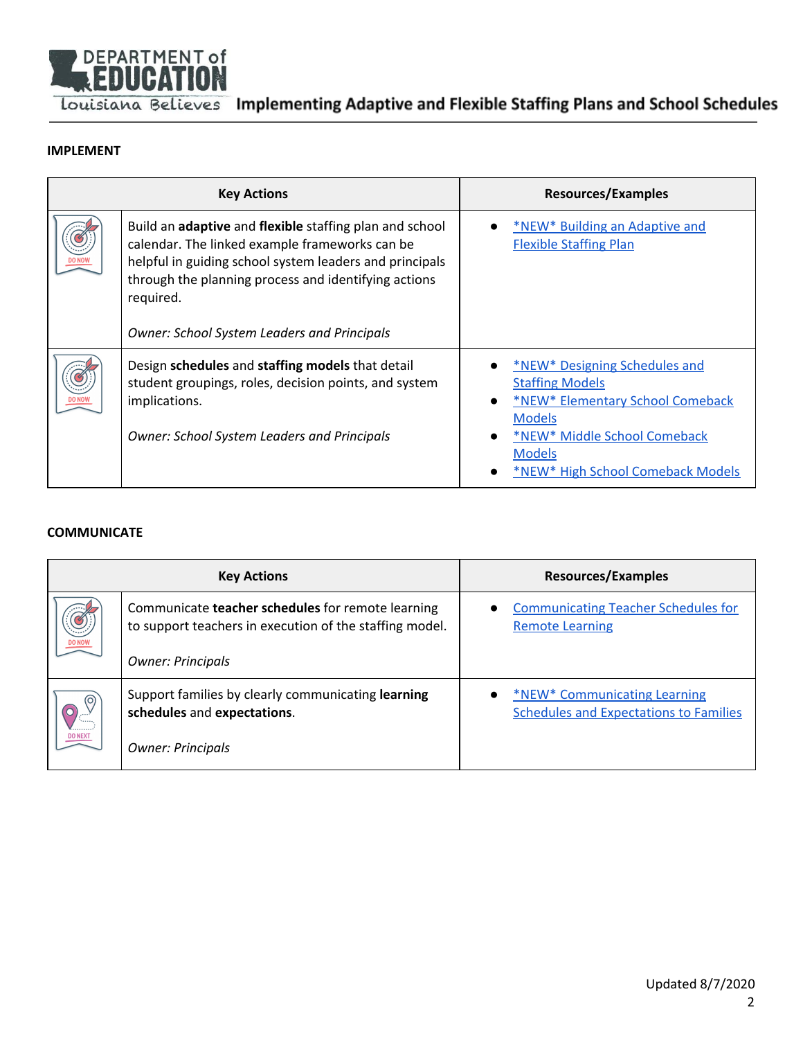## IMPLEMENT

| | Key Actions | Resources/Examples |
|---|---|---|
| DO NOW | Build an **adaptive** and **flexible** staffing plan and school calendar. The linked example frameworks can be helpful in guiding school system leaders and principals through the planning process and identifying actions required.<br><br>*Owner: School System Leaders and Principals* | • *NEW* Building an Adaptive and Flexible Staffing Plan |
| DO NOW | Design **schedules** and **staffing models** that detail student groupings, roles, decision points, and system implications.<br><br>*Owner: School System Leaders and Principals* | • *NEW* Designing Schedules and Staffing Models<br>• *NEW* Elementary School Comeback Models<br>• *NEW* Middle School Comeback Models<br>• *NEW* High School Comeback Models |

## COMMUNICATE

| | Key Actions | Resources/Examples |
|---|---|---|
| DO NOW | Communicate **teacher schedules** for remote learning to support teachers in execution of the staffing model.<br><br>*Owner: Principals* | • Communicating Teacher Schedules for Remote Learning |
| DO NEXT | Support families by clearly communicating **learning schedules** and **expectations**.<br><br>*Owner: Principals* | • *NEW* Communicating Learning Schedules and Expectations to Families |

Updated 8/7/2020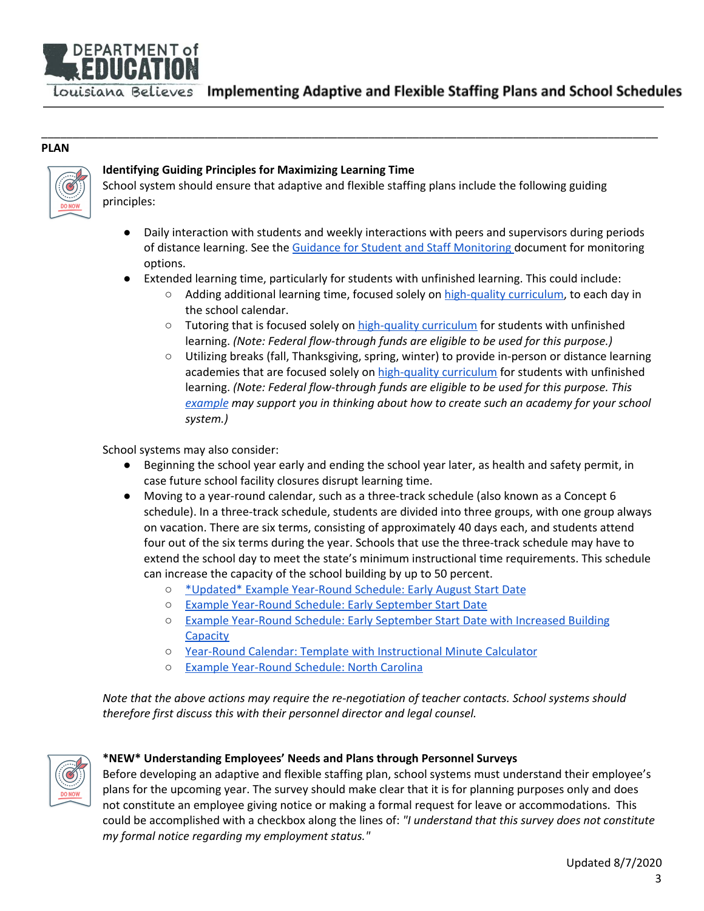## PLAN

### Identifying Guiding Principles for Maximizing Learning Time

School system should ensure that adaptive and flexible staffing plans include the following guiding principles:

- Daily interaction with students and weekly interactions with peers and supervisors during periods of distance learning. See the Guidance for Student and Staff Monitoring document for monitoring options.
- Extended learning time, particularly for students with unfinished learning. This could include:
    - Adding additional learning time, focused solely on high-quality curriculum, to each day in the school calendar.
    - Tutoring that is focused solely on high-quality curriculum for students with unfinished learning. *(Note: Federal flow-through funds are eligible to be used for this purpose.)*
    - Utilizing breaks (fall, Thanksgiving, spring, winter) to provide in-person or distance learning academies that are focused solely on high-quality curriculum for students with unfinished learning. *(Note: Federal flow-through funds are eligible to be used for this purpose. This example may support you in thinking about how to create such an academy for your school system.)*

School systems may also consider:

- Beginning the school year early and ending the school year later, as health and safety permit, in case future school facility closures disrupt learning time.
- Moving to a year-round calendar, such as a three-track schedule (also known as a Concept 6 schedule). In a three-track schedule, students are divided into three groups, with one group always on vacation. There are six terms, consisting of approximately 40 days each, and students attend four out of the six terms during the year. Schools that use the three-track schedule may have to extend the school day to meet the state's minimum instructional time requirements. This schedule can increase the capacity of the school building by up to 50 percent.
    - *Updated* Example Year-Round Schedule: Early August Start Date
    - Example Year-Round Schedule: Early September Start Date
    - Example Year-Round Schedule: Early September Start Date with Increased Building Capacity
    - Year-Round Calendar: Template with Instructional Minute Calculator
    - Example Year-Round Schedule: North Carolina

*Note that the above actions may require the re-negotiation of teacher contacts. School systems should therefore first discuss this with their personnel director and legal counsel.*

### *NEW* Understanding Employees' Needs and Plans through Personnel Surveys

Before developing an adaptive and flexible staffing plan, school systems must understand their employee's plans for the upcoming year. The survey should make clear that it is for planning purposes only and does not constitute an employee giving notice or making a formal request for leave or accommodations. This could be accomplished with a checkbox along the lines of: *"I understand that this survey does not constitute my formal notice regarding my employment status."*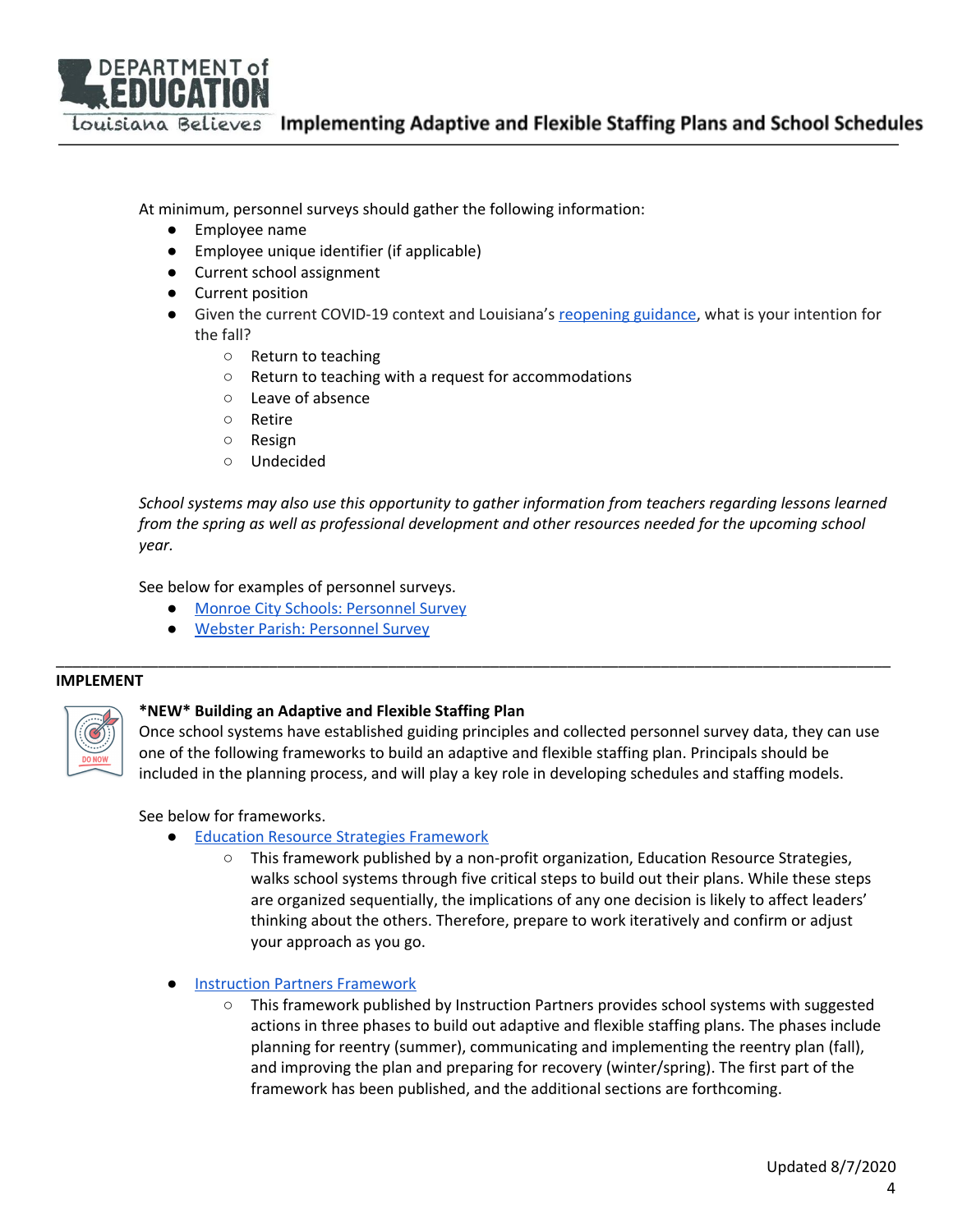At minimum, personnel surveys should gather the following information:

- Employee name
- Employee unique identifier (if applicable)
- Current school assignment
- Current position
- Given the current COVID-19 context and Louisiana's reopening guidance, what is your intention for the fall?
  - Return to teaching
  - Return to teaching with a request for accommodations
  - Leave of absence
  - Retire
  - Resign
  - Undecided

*School systems may also use this opportunity to gather information from teachers regarding lessons learned from the spring as well as professional development and other resources needed for the upcoming school year.*

See below for examples of personnel surveys.

- Monroe City Schools: Personnel Survey
- Webster Parish: Personnel Survey

---

## IMPLEMENT

### *NEW* Building an Adaptive and Flexible Staffing Plan

Once school systems have established guiding principles and collected personnel survey data, they can use one of the following frameworks to build an adaptive and flexible staffing plan. Principals should be included in the planning process, and will play a key role in developing schedules and staffing models.

See below for frameworks.

- Education Resource Strategies Framework
  - This framework published by a non-profit organization, Education Resource Strategies, walks school systems through five critical steps to build out their plans. While these steps are organized sequentially, the implications of any one decision is likely to affect leaders' thinking about the others. Therefore, prepare to work iteratively and confirm or adjust your approach as you go.

- Instruction Partners Framework
  - This framework published by Instruction Partners provides school systems with suggested actions in three phases to build out adaptive and flexible staffing plans. The phases include planning for reentry (summer), communicating and implementing the reentry plan (fall), and improving the plan and preparing for recovery (winter/spring). The first part of the framework has been published, and the additional sections are forthcoming.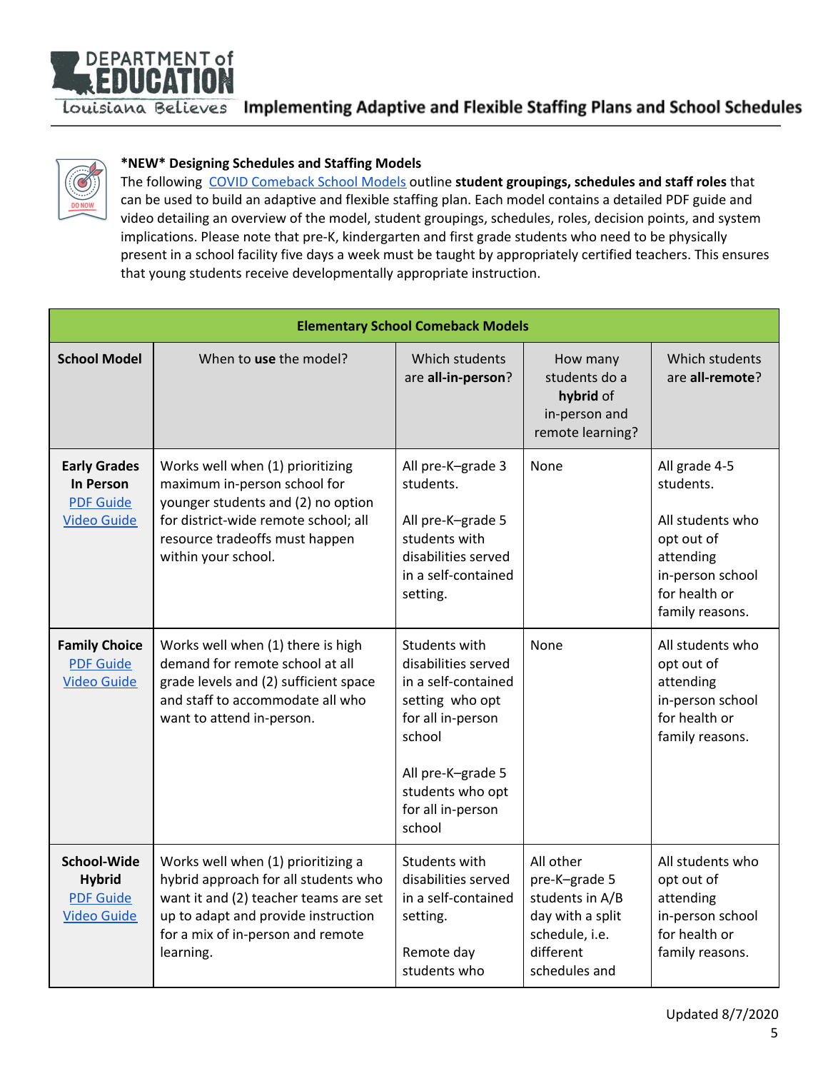**\*NEW\* Designing Schedules and Staffing Models**

The following COVID Comeback School Models outline **student groupings, schedules and staff roles** that can be used to build an adaptive and flexible staffing plan. Each model contains a detailed PDF guide and video detailing an overview of the model, student groupings, schedules, roles, decision points, and system implications. Please note that pre-K, kindergarten and first grade students who need to be physically present in a school facility five days a week must be taught by appropriately certified teachers. This ensures that young students receive developmentally appropriate instruction.

| **Elementary School Comeback Models** | | | | |
|---|---|---|---|---|
| **School Model** | When to **use** the model? | Which students are **all-in-person**? | How many students do a **hybrid** of in-person and remote learning? | Which students are **all-remote**? |
| **Early Grades In Person** PDF Guide Video Guide | Works well when (1) prioritizing maximum in-person school for younger students and (2) no option for district-wide remote school; all resource tradeoffs must happen within your school. | All pre-K–grade 3 students.<br><br>All pre-K–grade 5 students with disabilities served in a self-contained setting. | None | All grade 4-5 students.<br><br>All students who opt out of attending in-person school for health or family reasons. |
| **Family Choice** PDF Guide Video Guide | Works well when (1) there is high demand for remote school at all grade levels and (2) sufficient space and staff to accommodate all who want to attend in-person. | Students with disabilities served in a self-contained setting who opt for all in-person school<br><br>All pre-K–grade 5 students who opt for all in-person school | None | All students who opt out of attending in-person school for health or family reasons. |
| **School-Wide Hybrid** PDF Guide Video Guide | Works well when (1) prioritizing a hybrid approach for all students who want it and (2) teacher teams are set up to adapt and provide instruction for a mix of in-person and remote learning. | Students with disabilities served in a self-contained setting.<br><br>Remote day students who | All other pre-K–grade 5 students in A/B day with a split schedule, i.e. different schedules and | All students who opt out of attending in-person school for health or family reasons. |

Updated 8/7/2020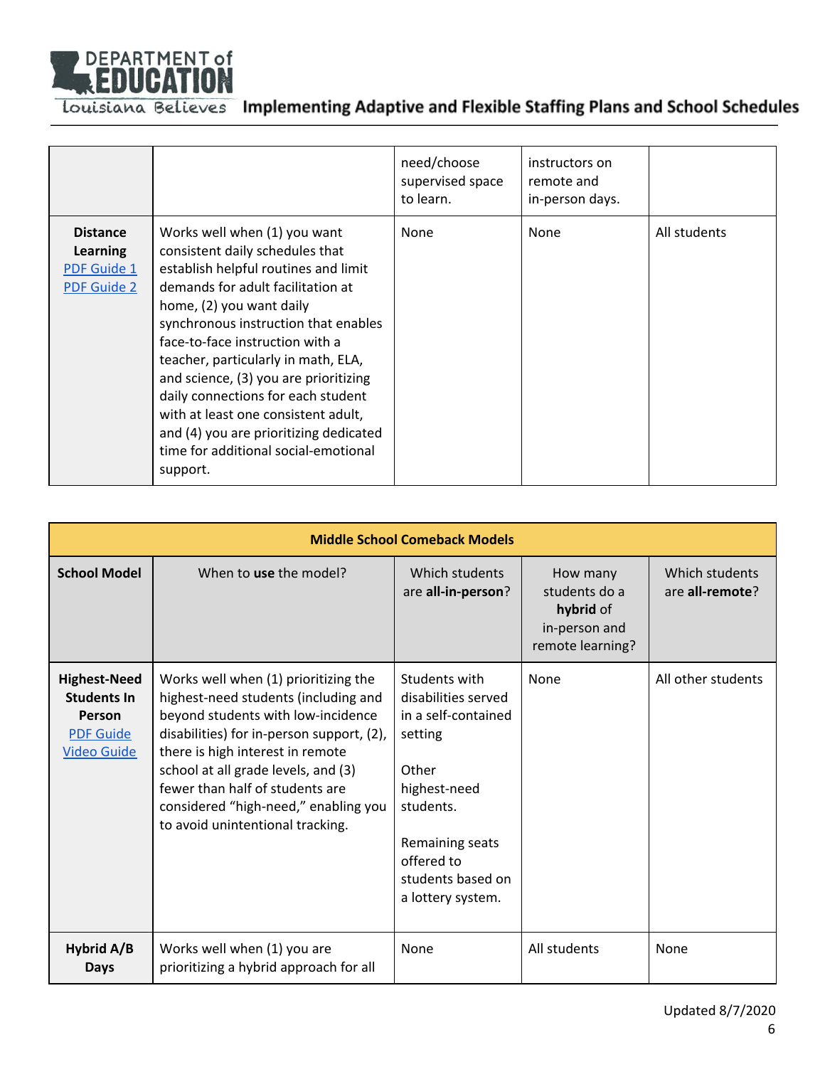| | | need/choose supervised space to learn. | instructors on remote and in-person days. | |
|---|---|---|---|---|
| **Distance Learning** [PDF Guide 1] [PDF Guide 2] | Works well when (1) you want consistent daily schedules that establish helpful routines and limit demands for adult facilitation at home, (2) you want daily synchronous instruction that enables face-to-face instruction with a teacher, particularly in math, ELA, and science, (3) you are prioritizing daily connections for each student with at least one consistent adult, and (4) you are prioritizing dedicated time for additional social-emotional support. | None | None | All students |

| **Middle School Comeback Models** | | | | |
|---|---|---|---|---|
| **School Model** | When to **use** the model? | Which students are **all-in-person**? | How many students do a **hybrid** of in-person and remote learning? | Which students are **all-remote**? |
| **Highest-Need Students In Person** [PDF Guide] [Video Guide] | Works well when (1) prioritizing the highest-need students (including and beyond students with low-incidence disabilities) for in-person support, (2), there is high interest in remote school at all grade levels, and (3) fewer than half of students are considered "high-need," enabling you to avoid unintentional tracking. | Students with disabilities served in a self-contained setting<br><br>Other highest-need students.<br><br>Remaining seats offered to students based on a lottery system. | None | All other students |
| **Hybrid A/B Days** | Works well when (1) you are prioritizing a hybrid approach for all | None | All students | None |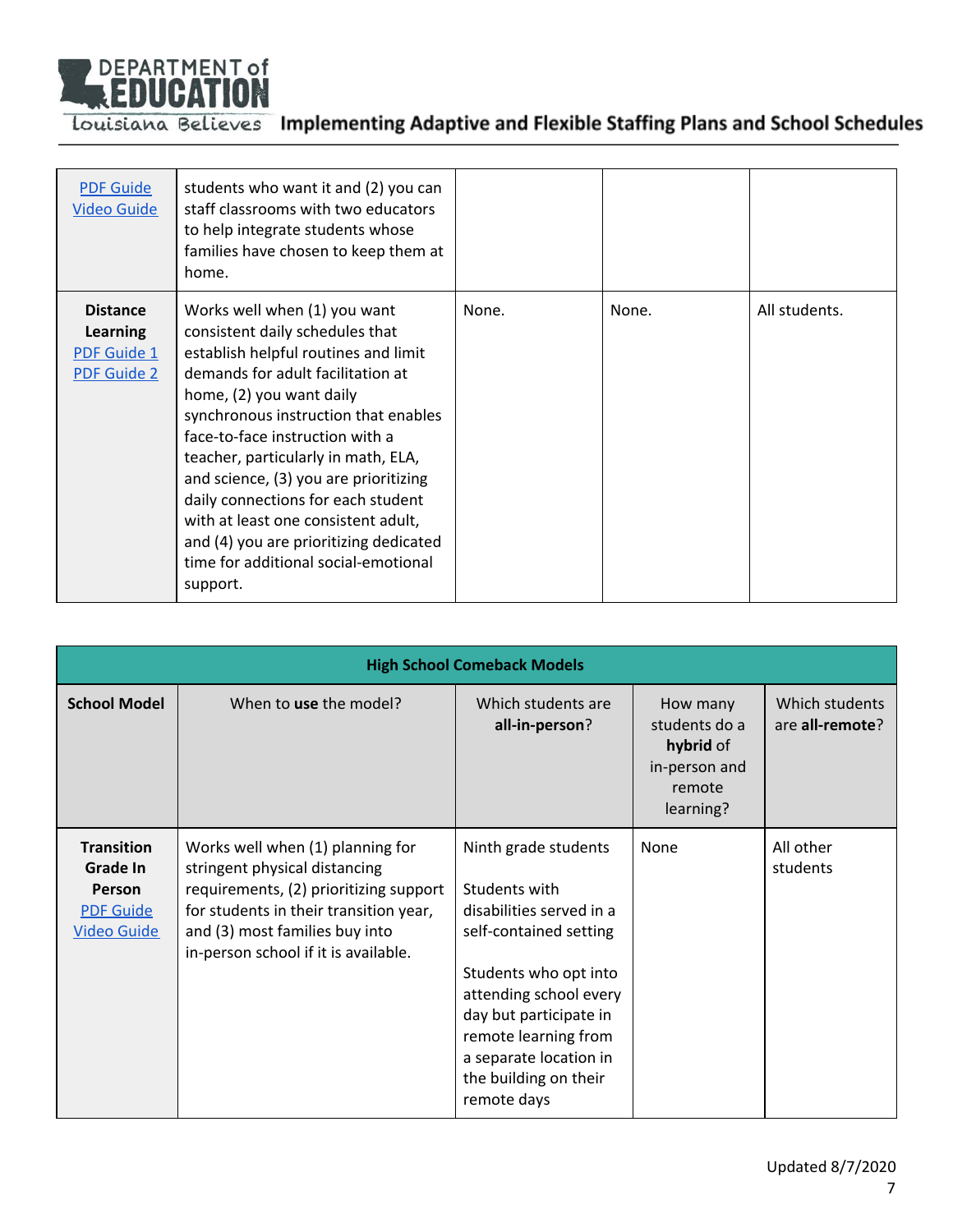| | | | | |
|---|---|---|---|---|
| PDF Guide<br>Video Guide | students who want it and (2) you can staff classrooms with two educators to help integrate students whose families have chosen to keep them at home. | | | |
| **Distance Learning**<br>PDF Guide 1<br>PDF Guide 2 | Works well when (1) you want consistent daily schedules that establish helpful routines and limit demands for adult facilitation at home, (2) you want daily synchronous instruction that enables face-to-face instruction with a teacher, particularly in math, ELA, and science, (3) you are prioritizing daily connections for each student with at least one consistent adult, and (4) you are prioritizing dedicated time for additional social-emotional support. | None. | None. | All students. |

| **High School Comeback Models** | | | | |
|---|---|---|---|---|
| **School Model** | When to **use** the model? | Which students are **all-in-person**? | How many students do a **hybrid** of in-person and remote learning? | Which students are **all-remote**? |
| **Transition Grade In Person**<br>PDF Guide<br>Video Guide | Works well when (1) planning for stringent physical distancing requirements, (2) prioritizing support for students in their transition year, and (3) most families buy into in-person school if it is available. | Ninth grade students<br><br>Students with disabilities served in a self-contained setting<br><br>Students who opt into attending school every day but participate in remote learning from a separate location in the building on their remote days | None | All other students |

Updated 8/7/2020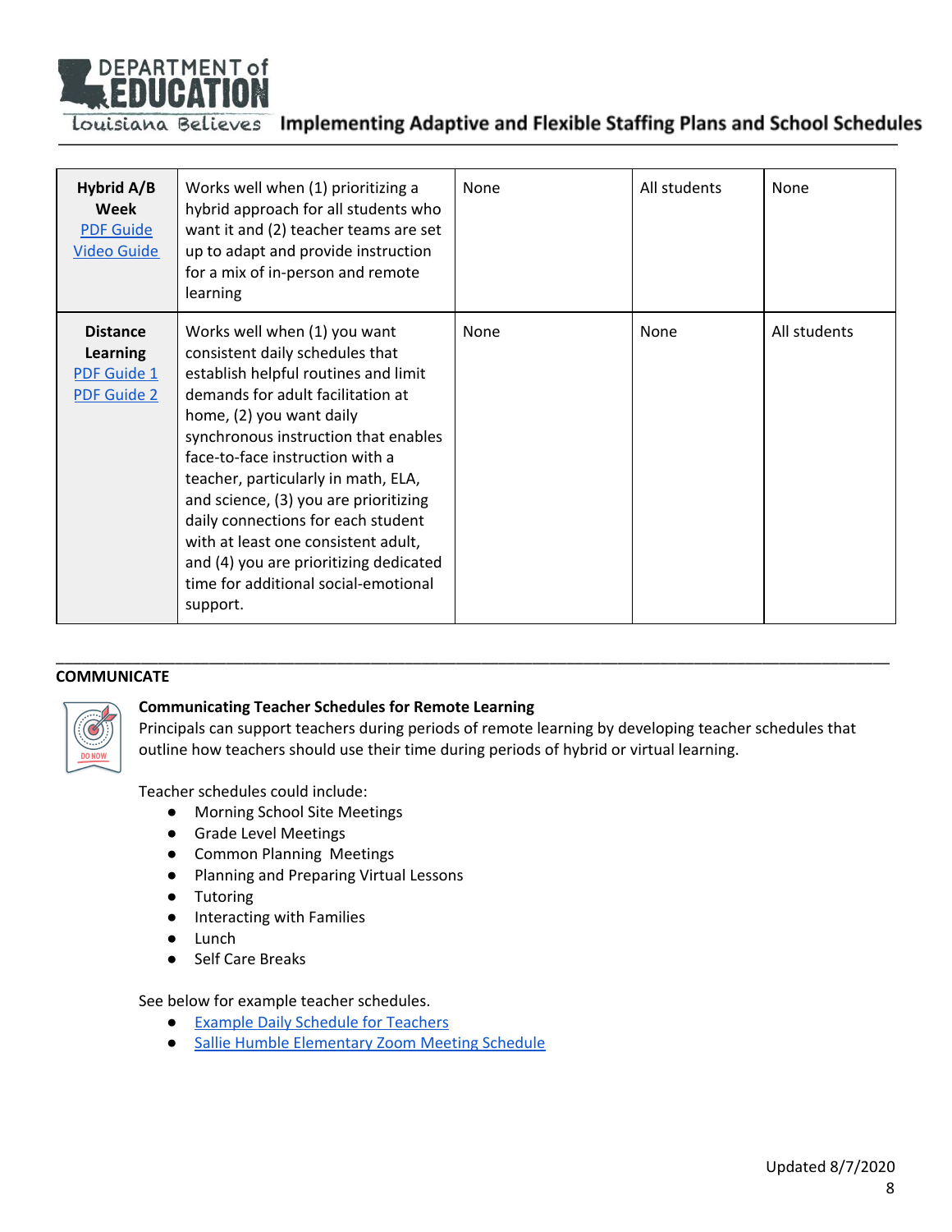| **Hybrid A/B Week** [PDF Guide](#) [Video Guide](#) | Works well when (1) prioritizing a hybrid approach for all students who want it and (2) teacher teams are set up to adapt and provide instruction for a mix of in-person and remote learning | None | All students | None |
|---|---|---|---|---|
| **Distance Learning** [PDF Guide 1](#) [PDF Guide 2](#) | Works well when (1) you want consistent daily schedules that establish helpful routines and limit demands for adult facilitation at home, (2) you want daily synchronous instruction that enables face-to-face instruction with a teacher, particularly in math, ELA, and science, (3) you are prioritizing daily connections for each student with at least one consistent adult, and (4) you are prioritizing dedicated time for additional social-emotional support. | None | None | All students |

---

**COMMUNICATE**

DO NOW

**Communicating Teacher Schedules for Remote Learning**

Principals can support teachers during periods of remote learning by developing teacher schedules that outline how teachers should use their time during periods of hybrid or virtual learning.

Teacher schedules could include:

- Morning School Site Meetings
- Grade Level Meetings
- Common Planning Meetings
- Planning and Preparing Virtual Lessons
- Tutoring
- Interacting with Families
- Lunch
- Self Care Breaks

See below for example teacher schedules.

- [Example Daily Schedule for Teachers](#)
- [Sallie Humble Elementary Zoom Meeting Schedule](#)

Updated 8/7/2020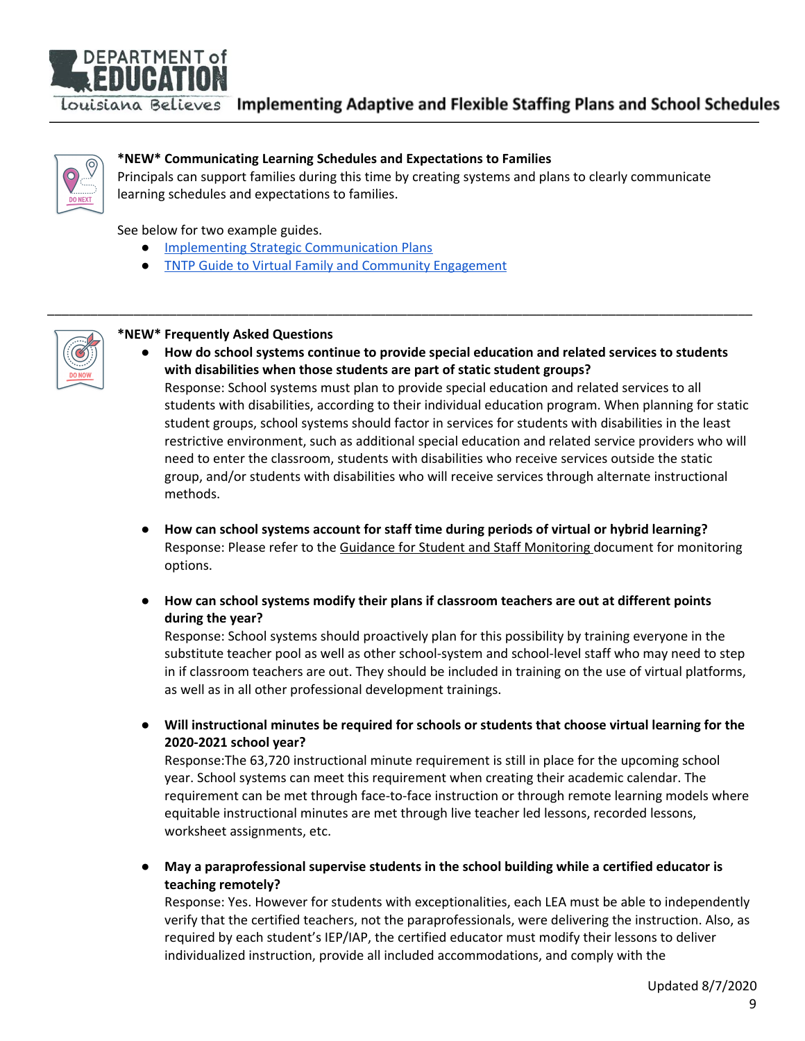**\*NEW\* Communicating Learning Schedules and Expectations to Families**

Principals can support families during this time by creating systems and plans to clearly communicate learning schedules and expectations to families.

See below for two example guides.

- Implementing Strategic Communication Plans
- TNTP Guide to Virtual Family and Community Engagement

---

**\*NEW\* Frequently Asked Questions**

- **How do school systems continue to provide special education and related services to students with disabilities when those students are part of static student groups?**
  Response: School systems must plan to provide special education and related services to all students with disabilities, according to their individual education program. When planning for static student groups, school systems should factor in services for students with disabilities in the least restrictive environment, such as additional special education and related service providers who will need to enter the classroom, students with disabilities who receive services outside the static group, and/or students with disabilities who will receive services through alternate instructional methods.

- **How can school systems account for staff time during periods of virtual or hybrid learning?**
  Response: Please refer to the Guidance for Student and Staff Monitoring document for monitoring options.

- **How can school systems modify their plans if classroom teachers are out at different points during the year?**
  Response: School systems should proactively plan for this possibility by training everyone in the substitute teacher pool as well as other school-system and school-level staff who may need to step in if classroom teachers are out. They should be included in training on the use of virtual platforms, as well as in all other professional development trainings.

- **Will instructional minutes be required for schools or students that choose virtual learning for the 2020-2021 school year?**
  Response:The 63,720 instructional minute requirement is still in place for the upcoming school year. School systems can meet this requirement when creating their academic calendar. The requirement can be met through face-to-face instruction or through remote learning models where equitable instructional minutes are met through live teacher led lessons, recorded lessons, worksheet assignments, etc.

- **May a paraprofessional supervise students in the school building while a certified educator is teaching remotely?**
  Response: Yes. However for students with exceptionalities, each LEA must be able to independently verify that the certified teachers, not the paraprofessionals, were delivering the instruction. Also, as required by each student's IEP/IAP, the certified educator must modify their lessons to deliver individualized instruction, provide all included accommodations, and comply with the

Updated 8/7/2020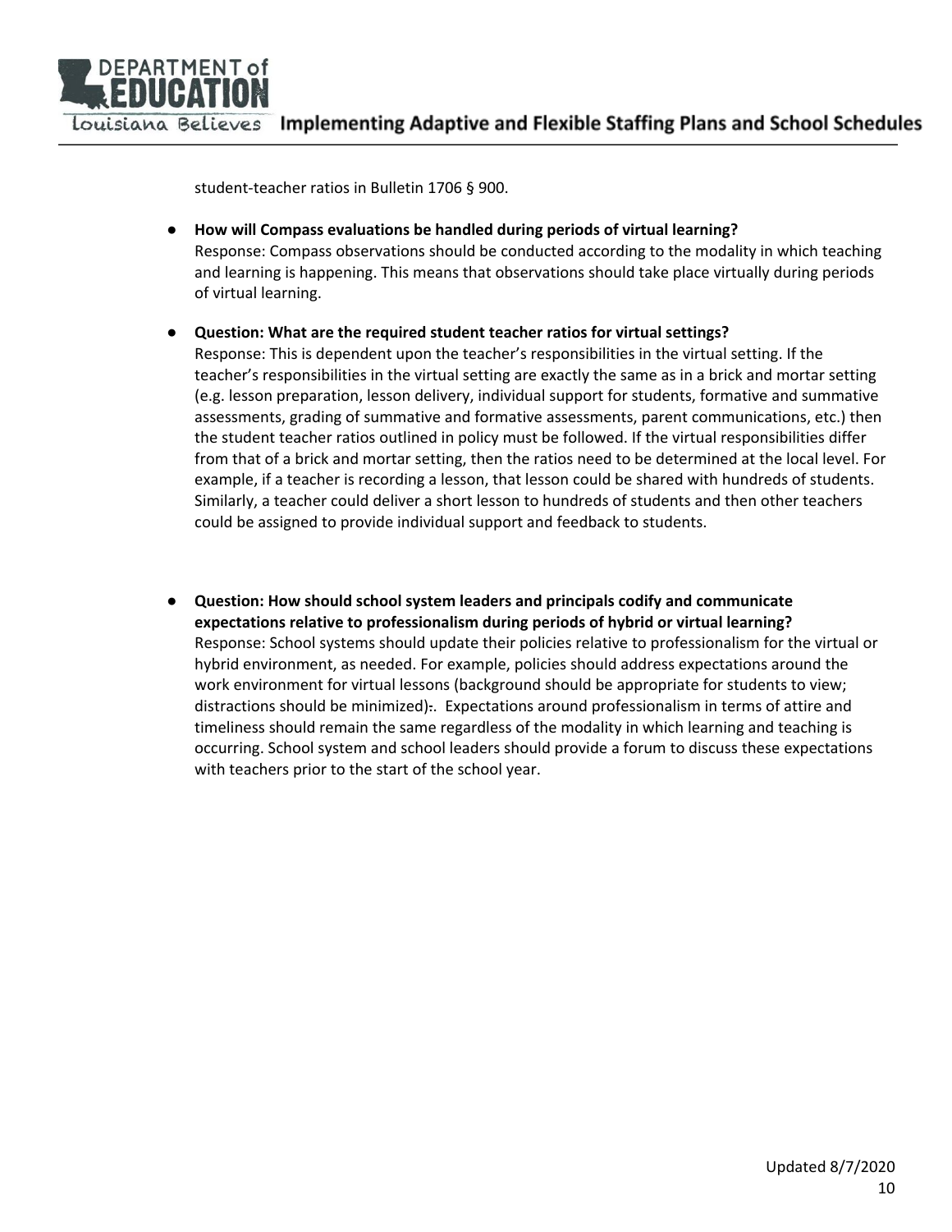student-teacher ratios in Bulletin 1706 § 900.

- **How will Compass evaluations be handled during periods of virtual learning?**
  Response: Compass observations should be conducted according to the modality in which teaching and learning is happening. This means that observations should take place virtually during periods of virtual learning.

- **Question: What are the required student teacher ratios for virtual settings?**
  Response: This is dependent upon the teacher's responsibilities in the virtual setting. If the teacher's responsibilities in the virtual setting are exactly the same as in a brick and mortar setting (e.g. lesson preparation, lesson delivery, individual support for students, formative and summative assessments, grading of summative and formative assessments, parent communications, etc.) then the student teacher ratios outlined in policy must be followed. If the virtual responsibilities differ from that of a brick and mortar setting, then the ratios need to be determined at the local level. For example, if a teacher is recording a lesson, that lesson could be shared with hundreds of students. Similarly, a teacher could deliver a short lesson to hundreds of students and then other teachers could be assigned to provide individual support and feedback to students.

- **Question: How should school system leaders and principals codify and communicate expectations relative to professionalism during periods of hybrid or virtual learning?**
  Response: School systems should update their policies relative to professionalism for the virtual or hybrid environment, as needed. For example, policies should address expectations around the work environment for virtual lessons (background should be appropriate for students to view; distractions should be minimized);. Expectations around professionalism in terms of attire and timeliness should remain the same regardless of the modality in which learning and teaching is occurring. School system and school leaders should provide a forum to discuss these expectations with teachers prior to the start of the school year.

Updated 8/7/2020